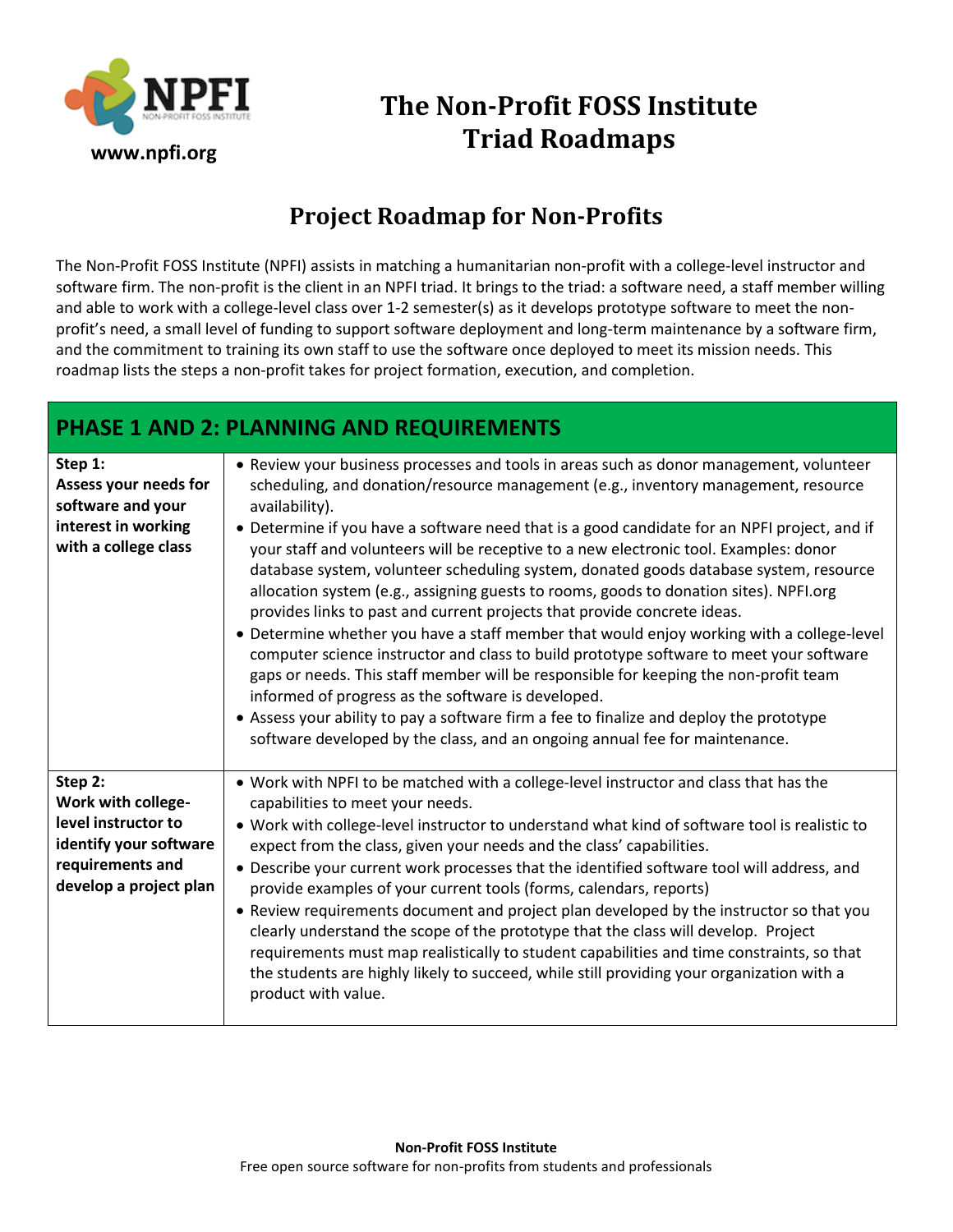www.npfi.org

# The Non-Profit FOSS Institute Triad Roadmaps

## Project Roadmap for Non-Profits

The Non-Profit FOSS Institute (NPFI) assists in matching a humanitarian non-profit with a college-level instructor and software firm. The non-profit is the client in an NPFI triad. It brings to the triad: a software need, a staff member willing and able to work with a college-level class over 1-2 semester(s) as it develops prototype software to meet the non-profit's need, a small level of funding to support software deployment and long-term maintenance by a software firm, and the commitment to training its own staff to use the software once deployed to meet its mission needs. This roadmap lists the steps a non-profit takes for project formation, execution, and completion.

| PHASE 1 AND 2: PLANNING AND REQUIREMENTS | |
|---|---|
| **Step 1: Assess your needs for software and your interest in working with a college class** | • Review your business processes and tools in areas such as donor management, volunteer scheduling, and donation/resource management (e.g., inventory management, resource availability).<br>• Determine if you have a software need that is a good candidate for an NPFI project, and if your staff and volunteers will be receptive to a new electronic tool. Examples: donor database system, volunteer scheduling system, donated goods database system, resource allocation system (e.g., assigning guests to rooms, goods to donation sites). NPFI.org provides links to past and current projects that provide concrete ideas.<br>• Determine whether you have a staff member that would enjoy working with a college-level computer science instructor and class to build prototype software to meet your software gaps or needs. This staff member will be responsible for keeping the non-profit team informed of progress as the software is developed.<br>• Assess your ability to pay a software firm a fee to finalize and deploy the prototype software developed by the class, and an ongoing annual fee for maintenance. |
| **Step 2: Work with college-level instructor to identify your software requirements and develop a project plan** | • Work with NPFI to be matched with a college-level instructor and class that has the capabilities to meet your needs.<br>• Work with college-level instructor to understand what kind of software tool is realistic to expect from the class, given your needs and the class' capabilities.<br>• Describe your current work processes that the identified software tool will address, and provide examples of your current tools (forms, calendars, reports)<br>• Review requirements document and project plan developed by the instructor so that you clearly understand the scope of the prototype that the class will develop. Project requirements must map realistically to student capabilities and time constraints, so that the students are highly likely to succeed, while still providing your organization with a product with value. |

**Non-Profit FOSS Institute**
Free open source software for non-profits from students and professionals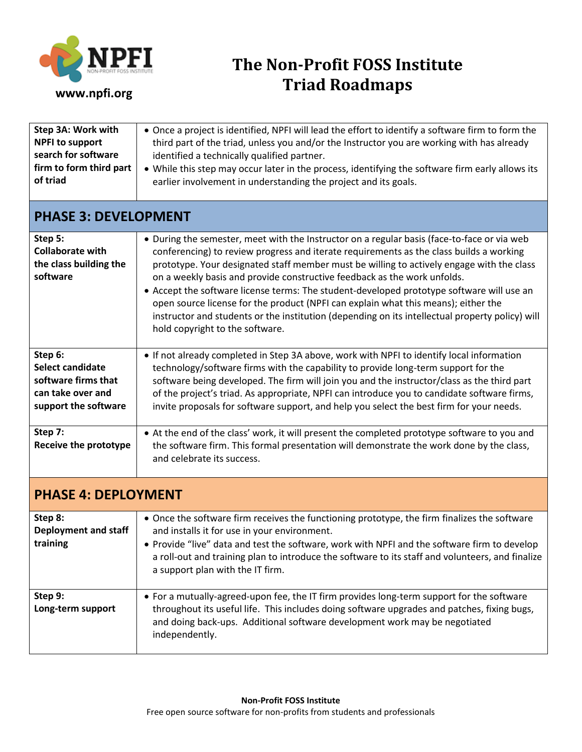# The Non-Profit FOSS Institute Triad Roadmaps

www.npfi.org

| | |
|---|---|
| **Step 3A: Work with NPFI to support search for software firm to form third part of triad** | • Once a project is identified, NPFI will lead the effort to identify a software firm to form the third part of the triad, unless you and/or the Instructor you are working with has already identified a technically qualified partner.<br>• While this step may occur later in the process, identifying the software firm early allows its earlier involvement in understanding the project and its goals. |

## PHASE 3: DEVELOPMENT

| | |
|---|---|
| **Step 5: Collaborate with the class building the software** | • During the semester, meet with the Instructor on a regular basis (face-to-face or via web conferencing) to review progress and iterate requirements as the class builds a working prototype. Your designated staff member must be willing to actively engage with the class on a weekly basis and provide constructive feedback as the work unfolds.<br>• Accept the software license terms: The student-developed prototype software will use an open source license for the product (NPFI can explain what this means); either the instructor and students or the institution (depending on its intellectual property policy) will hold copyright to the software. |
| **Step 6: Select candidate software firms that can take over and support the software** | • If not already completed in Step 3A above, work with NPFI to identify local information technology/software firms with the capability to provide long-term support for the software being developed. The firm will join you and the instructor/class as the third part of the project's triad. As appropriate, NPFI can introduce you to candidate software firms, invite proposals for software support, and help you select the best firm for your needs. |
| **Step 7: Receive the prototype** | • At the end of the class' work, it will present the completed prototype software to you and the software firm. This formal presentation will demonstrate the work done by the class, and celebrate its success. |

## PHASE 4: DEPLOYMENT

| | |
|---|---|
| **Step 8: Deployment and staff training** | • Once the software firm receives the functioning prototype, the firm finalizes the software and installs it for use in your environment.<br>• Provide "live" data and test the software, work with NPFI and the software firm to develop a roll-out and training plan to introduce the software to its staff and volunteers, and finalize a support plan with the IT firm. |
| **Step 9: Long-term support** | • For a mutually-agreed-upon fee, the IT firm provides long-term support for the software throughout its useful life. This includes doing software upgrades and patches, fixing bugs, and doing back-ups. Additional software development work may be negotiated independently. |

**Non-Profit FOSS Institute**
Free open source software for non-profits from students and professionals